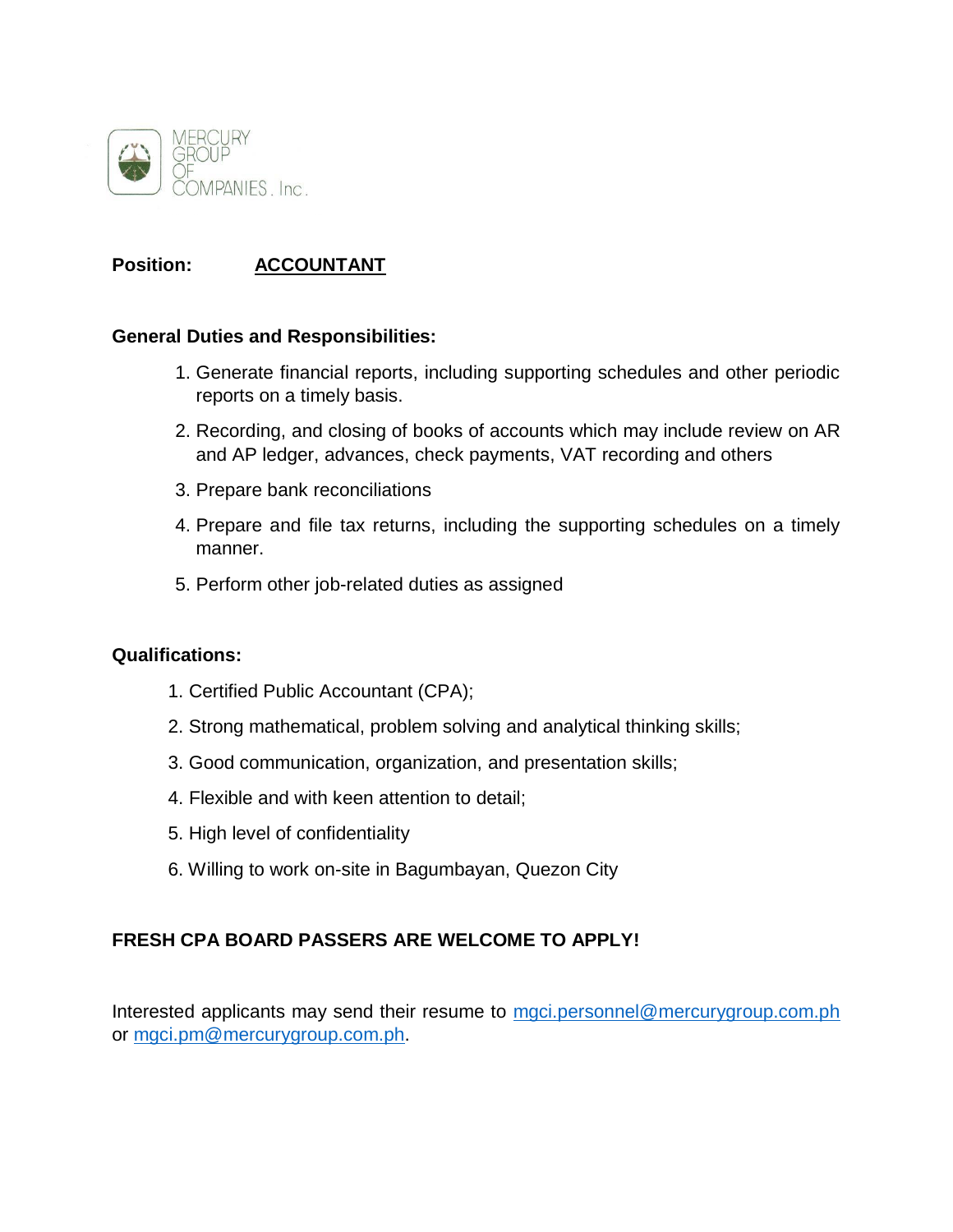MERCURY GROUP OF COMPANIES, Inc.

**Position:** **ACCOUNTANT**

**General Duties and Responsibilities:**

1. Generate financial reports, including supporting schedules and other periodic reports on a timely basis.
2. Recording, and closing of books of accounts which may include review on AR and AP ledger, advances, check payments, VAT recording and others
3. Prepare bank reconciliations
4. Prepare and file tax returns, including the supporting schedules on a timely manner.
5. Perform other job-related duties as assigned

**Qualifications:**

1. Certified Public Accountant (CPA);
2. Strong mathematical, problem solving and analytical thinking skills;
3. Good communication, organization, and presentation skills;
4. Flexible and with keen attention to detail;
5. High level of confidentiality
6. Willing to work on-site in Bagumbayan, Quezon City

**FRESH CPA BOARD PASSERS ARE WELCOME TO APPLY!**

Interested applicants may send their resume to mgci.personnel@mercurygroup.com.ph or mgci.pm@mercurygroup.com.ph.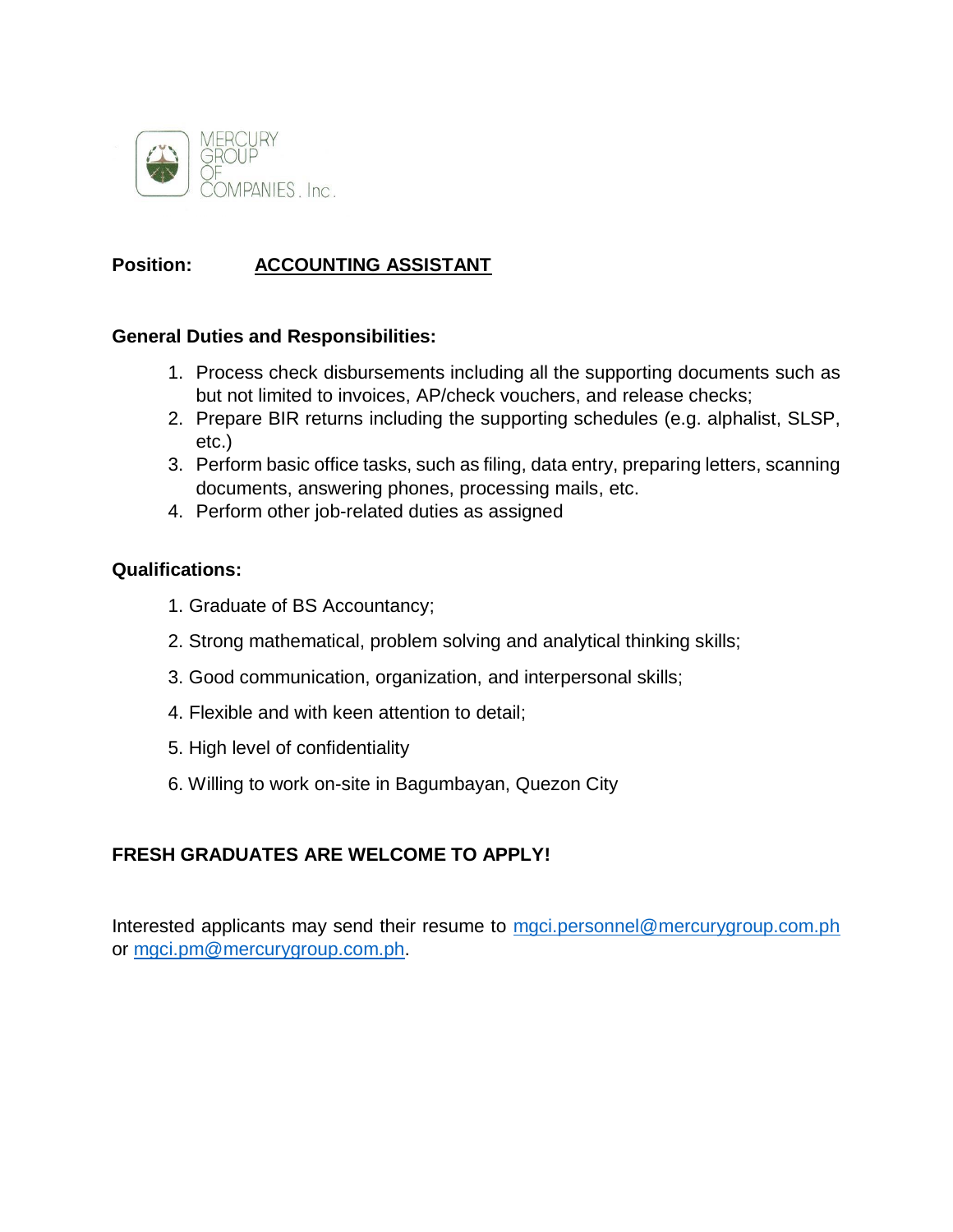MERCURY GROUP OF COMPANIES, Inc.

**Position:** **ACCOUNTING ASSISTANT**

**General Duties and Responsibilities:**

1. Process check disbursements including all the supporting documents such as but not limited to invoices, AP/check vouchers, and release checks;
2. Prepare BIR returns including the supporting schedules (e.g. alphalist, SLSP, etc.)
3. Perform basic office tasks, such as filing, data entry, preparing letters, scanning documents, answering phones, processing mails, etc.
4. Perform other job-related duties as assigned

**Qualifications:**

1. Graduate of BS Accountancy;
2. Strong mathematical, problem solving and analytical thinking skills;
3. Good communication, organization, and interpersonal skills;
4. Flexible and with keen attention to detail;
5. High level of confidentiality
6. Willing to work on-site in Bagumbayan, Quezon City

**FRESH GRADUATES ARE WELCOME TO APPLY!**

Interested applicants may send their resume to mgci.personnel@mercurygroup.com.ph or mgci.pm@mercurygroup.com.ph.